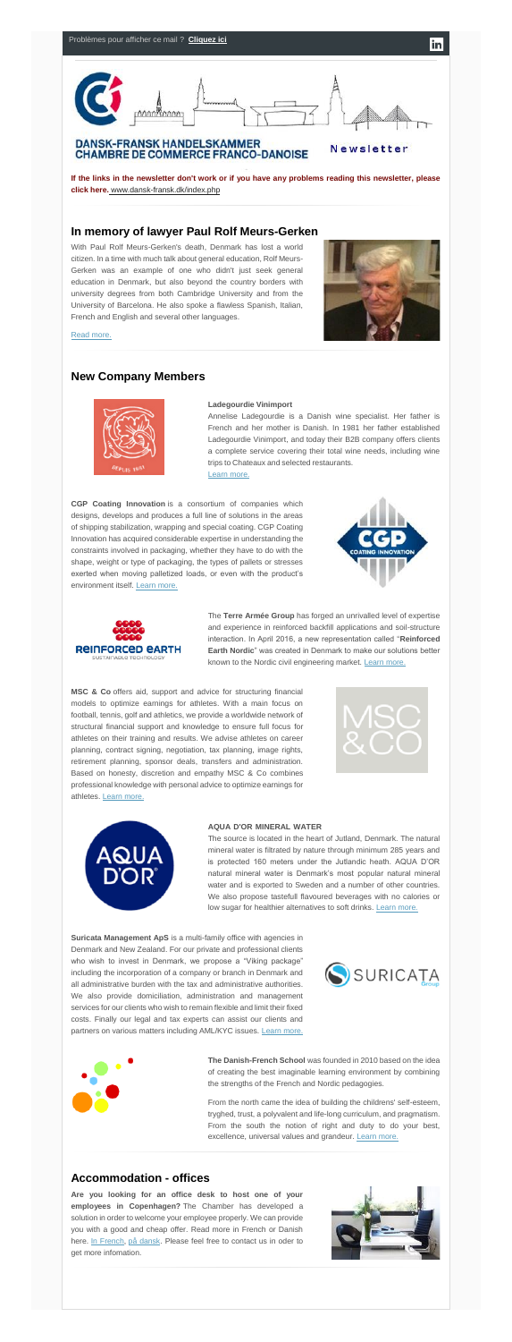Problèmes pour afficher ce mail ? **Cliquez ici**

**DANSK-FRANSK HANDELSKAMMER**
**CHAMBRE DE COMMERCE FRANCO-DANOISE**

Newsletter

**If the links in the newsletter don't work or if you have any problems reading this newsletter, please click here.** www.dansk-fransk.dk/index.php

## In memory of lawyer Paul Rolf Meurs-Gerken

With Paul Rolf Meurs-Gerken's death, Denmark has lost a world citizen. In a time with much talk about general education, Rolf Meurs-Gerken was an example of one who didn't just seek general education in Denmark, but also beyond the country borders with university degrees from both Cambridge University and from the University of Barcelona. He also spoke a flawless Spanish, Italian, French and English and several other languages.

Read more.

## New Company Members

**Ladegourdie Vinimport**

Annelise Ladegourdie is a Danish wine specialist. Her father is French and her mother is Danish. In 1981 her father established Ladegourdie Vinimport, and today their B2B company offers clients a complete service covering their total wine needs, including wine trips to Chateaux and selected restaurants.
Learn more.

**CGP Coating Innovation** is a consortium of companies which designs, develops and produces a full line of solutions in the areas of shipping stabilization, wrapping and special coating. CGP Coating Innovation has acquired considerable expertise in understanding the constraints involved in packaging, whether they have to do with the shape, weight or type of packaging, the types of pallets or stresses exerted when moving palletized loads, or even with the product's environment itself. Learn more.

The **Terre Armée Group** has forged an unrivalled level of expertise and experience in reinforced backfill applications and soil-structure interaction. In April 2016, a new representation called "**Reinforced Earth Nordic**" was created in Denmark to make our solutions better known to the Nordic civil engineering market. Learn more.

**MSC & Co** offers aid, support and advice for structuring financial models to optimize earnings for athletes. With a main focus on football, tennis, golf and athletics, we provide a worldwide network of structural financial support and knowledge to ensure full focus for athletes on their training and results. We advise athletes on career planning, contract signing, negotiation, tax planning, image rights, retirement planning, sponsor deals, transfers and administration. Based on honesty, discretion and empathy MSC & Co combines professional knowledge with personal advice to optimize earnings for athletes. Learn more.

**AQUA D'OR MINERAL WATER**

The source is located in the heart of Jutland, Denmark. The natural mineral water is filtrated by nature through minimum 285 years and is protected 160 meters under the Jutlandic heath. AQUA D'OR natural mineral water is Denmark's most popular natural mineral water and is exported to Sweden and a number of other countries. We also propose tastefull flavoured beverages with no calories or low sugar for healthier alternatives to soft drinks. Learn more.

**Suricata Management ApS** is a multi-family office with agencies in Denmark and New Zealand. For our private and professional clients who wish to invest in Denmark, we propose a "Viking package" including the incorporation of a company or branch in Denmark and all administrative burden with the tax and administrative authorities. We also provide domiciliation, administration and management services for our clients who wish to remain flexible and limit their fixed costs. Finally our legal and tax experts can assist our clients and partners on various matters including AML/KYC issues. Learn more.

**The Danish-French School** was founded in 2010 based on the idea of creating the best imaginable learning environment by combining the strengths of the French and Nordic pedagogies.

From the north came the idea of building the childrens' self-esteem, tryghed, trust, a polyvalent and life-long curriculum, and pragmatism. From the south the notion of right and duty to do your best, excellence, universal values and grandeur. Learn more.

## Accommodation - offices

**Are you looking for an office desk to host one of your employees in Copenhagen?** The Chamber has developed a solution in order to welcome your employee properly. We can provide you with a good and cheap offer. Read more in French or Danish here. In French, på dansk. Please feel free to contact us in oder to get more infomation.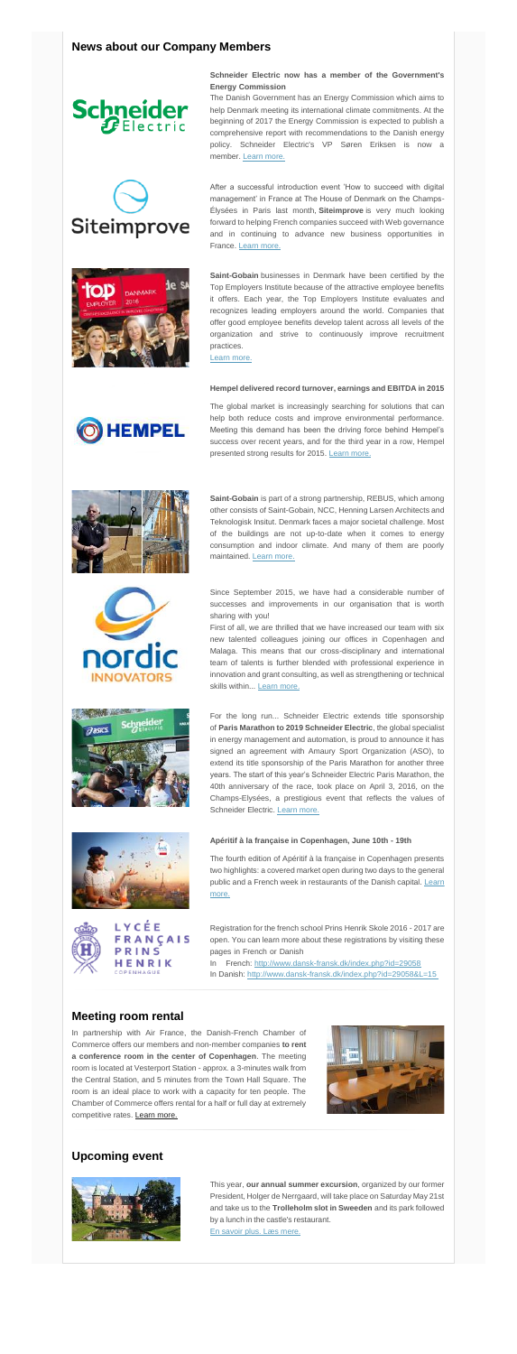## News about our Company Members

**Schneider Electric now has a member of the Government's Energy Commission**

The Danish Government has an Energy Commission which aims to help Denmark meeting its international climate commitments. At the beginning of 2017 the Energy Commission is expected to publish a comprehensive report with recommendations to the Danish energy policy. Schneider Electric's VP Søren Eriksen is now a member. Learn more.

After a successful introduction event 'How to succeed with digital management' in France at The House of Denmark on the Champs-Élysées in Paris last month, **Siteimprove** is very much looking forward to helping French companies succeed with Web governance and in continuing to advance new business opportunities in France. Learn more.

**Saint-Gobain** businesses in Denmark have been certified by the Top Employers Institute because of the attractive employee benefits it offers. Each year, the Top Employers Institute evaluates and recognizes leading employers around the world. Companies that offer good employee benefits develop talent across all levels of the organization and strive to continuously improve recruitment practices.
Learn more.

**Hempel delivered record turnover, earnings and EBITDA in 2015**

The global market is increasingly searching for solutions that can help both reduce costs and improve environmental performance. Meeting this demand has been the driving force behind Hempel's success over recent years, and for the third year in a row, Hempel presented strong results for 2015. Learn more.

**Saint-Gobain** is part of a strong partnership, REBUS, which among other consists of Saint-Gobain, NCC, Henning Larsen Architects and Teknologisk Insitut. Denmark faces a major societal challenge. Most of the buildings are not up-to-date when it comes to energy consumption and indoor climate. And many of them are poorly maintained. Learn more.

Since September 2015, we have had a considerable number of successes and improvements in our organisation that is worth sharing with you!

First of all, we are thrilled that we have increased our team with six new talented colleagues joining our offices in Copenhagen and Malaga. This means that our cross-disciplinary and international team of talents is further blended with professional experience in innovation and grant consulting, as well as strengthening or technical skills within... Learn more.

For the long run... Schneider Electric extends title sponsorship of **Paris Marathon to 2019 Schneider Electric**, the global specialist in energy management and automation, is proud to announce it has signed an agreement with Amaury Sport Organization (ASO), to extend its title sponsorship of the Paris Marathon for another three years. The start of this year's Schneider Electric Paris Marathon, the 40th anniversary of the race, took place on April 3, 2016, on the Champs-Elysées, a prestigious event that reflects the values of Schneider Electric. Learn more.

**Apéritif à la française in Copenhagen, June 10th - 19th**

The fourth edition of Apéritif à la française in Copenhagen presents two highlights: a covered market open during two days to the general public and a French week in restaurants of the Danish capital. Learn more.

Registration for the french school Prins Henrik Skole 2016 - 2017 are open. You can learn more about these registrations by visiting these pages in French or Danish

In French: http://www.dansk-fransk.dk/index.php?id=29058
In Danish: http://www.dansk-fransk.dk/index.php?id=29058&L=15

## Meeting room rental

In partnership with Air France, the Danish-French Chamber of Commerce offers our members and non-member companies **to rent a conference room in the center of Copenhagen**. The meeting room is located at Vesterport Station - approx. a 3-minutes walk from the Central Station, and 5 minutes from the Town Hall Square. The room is an ideal place to work with a capacity for ten people. The Chamber of Commerce offers rental for a half or full day at extremely competitive rates. Learn more.

## Upcoming event

This year, **our annual summer excursion**, organized by our former President, Holger de Nørrgaard, will take place on Saturday May 21st and take us to the **Trolleholm slot in Sweeden** and its park followed by a lunch in the castle's restaurant.
En savoir plus. Læs mere.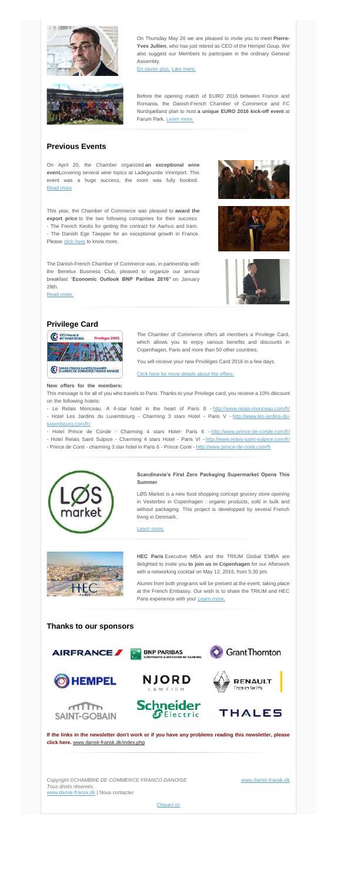On Thursday May 26 we are pleased to invite you to meet **Pierre-Yves Jullien**, who has just retired as CEO of the Hempel Goup. We also suggest our Members to participate in the ordinary General Assembly.

En savoir plus. Læs mere.

Before the opening match of EURO 2016 between France and Romania, the Danish-French Chamber of Commerce and FC Nordsjælland plan to host **a unique EURO 2016 kick-off event** at Farum Park. Learn more.

## Previous Events

On April 20, the Chamber organized **an exceptional wine event,** covering several wine topics at Ladegourdie Vinimport. This event was a huge success, the room was fully booked. Read more

This year, the Chamber of Commerce was pleased to **award the export price** to the two following comapnies for their success:
- The French Keolis for getting the contract for Aarhus and tram.
- The Danish Ege Taepper for an exceptional growth in France.
Please click here to know more.

The Danish-French Chamber of Commerce was, in partnership with the Benelux Business Club, pleased to organize our annual breakfast "**Economic Outlook BNP Paribas 2016"** on January 29th.

Read more.

## Privilege Card

The Chamber of Commerce offers all members a Privilege Card, which allows you to enjoy various benefits and discounts in Copenhagen, Paris and more than 50 other countries.

You will receive your new Privilèges Card 2016 in a few days.

Click here for more details about the offers.

**New offers for the members:**

This message is for all of you who travels to Paris. Thanks to your Privilege card, you receive a 10% discount on the following hotels:

- Le Relais Monceau. A 4-star hotel in the heart of Paris 8 - http://www.relais-monceau.com/fr/
- Hotel Les Jardins du Luxembourg - Charming 3 stars Hotel - Paris V - http://www.les-jardins-du-luxembourg.com/fr/
- Hotel Prince de Conde - Charming 4 stars Hotel- Paris 6 - http://www.prince-de-conde.com/fr/
- Hotel Relais Saint Sulpice - Charming 4 stars Hotel - Paris VI - http://www.relais-saint-sulpice.com/fr/
- Prince de Conti - charming 3 star hotel in Paris 6 - Prince Conti - http://www.prince-de-conti.com/fr

**Scandinavia's First Zero Packaging Supermarket Opens This Summer**

LØS Market is a new food shopping concept grocery store opening in Vesterbro in Copenhagen : organic products, sold in bulk and without packaging. This project is developped by several French living in Denmark.

Learn more.

**HEC Paris** Executive MBA and the TRIUM Global EMBA are delighted to invite you **to join us in Copenhagen** for our Afterwork with a networking cocktail on May 12, 2016, from 5:30 pm.

Alumni from both programs will be present at the event, taking place at the French Embassy. Our wish is to share the TRIUM and HEC Paris experience with you! Learn more.

## Thanks to our sponsors

**If the links in the newsletter don't work or if you have any problems reading this newsletter, please click here.** www.dansk-fransk.dk/index.php

*Copyright ©CHAMBRE DE COMMERCE FRANCO DANOISE.* www.dansk-fransk.dk
*Tous droits réservés.*
www.dansk-fransk.dk | Nous contacter

Cliquez ici